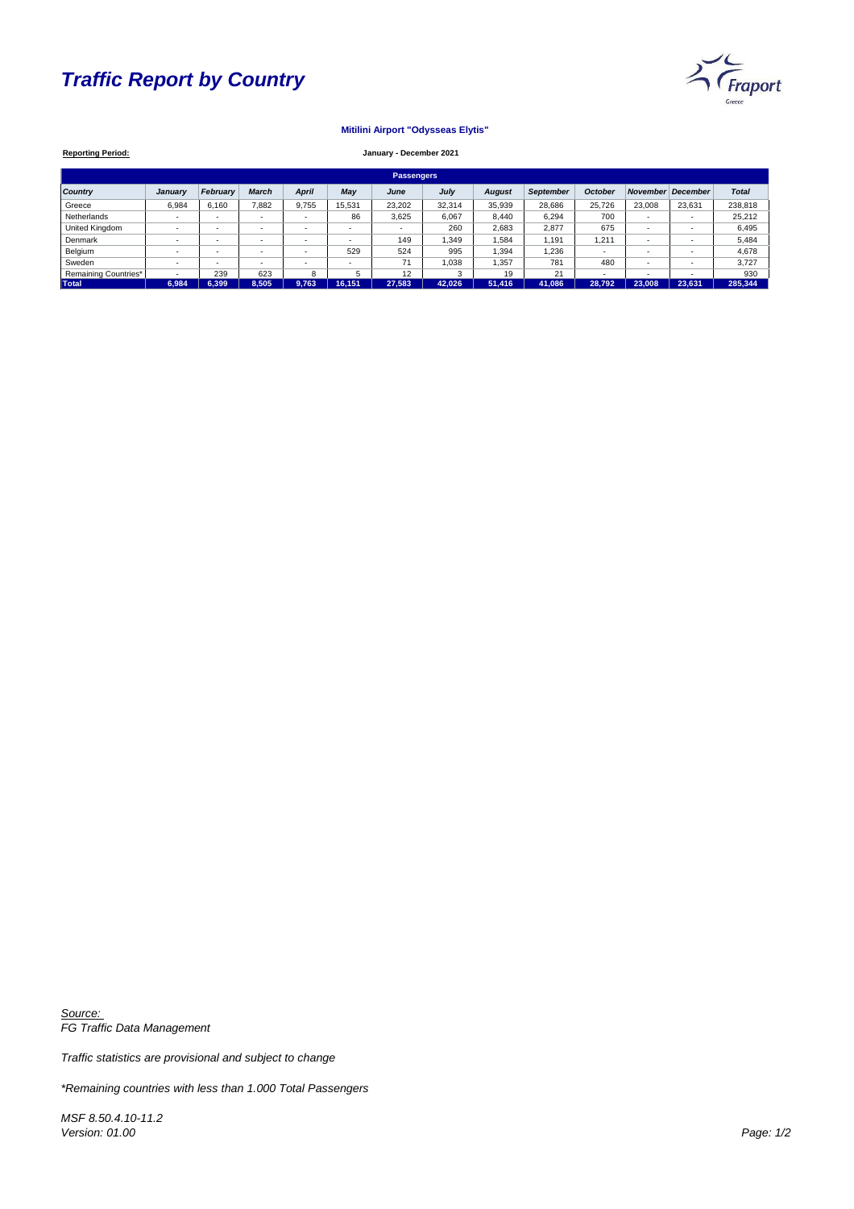# Traffic Report by Country

**Mitilini Airport "Odysseas Elytis"**

**Reporting Period:** **January - December 2021**

| Passengers | | | | | | | | | | | | | |
|---|---|---|---|---|---|---|---|---|---|---|---|---|---|
| ***Country*** | ***January*** | ***February*** | ***March*** | ***April*** | ***May*** | ***June*** | ***July*** | ***August*** | ***September*** | ***October*** | ***November*** | ***December*** | ***Total*** |
| Greece | 6,984 | 6,160 | 7,882 | 9,755 | 15,531 | 23,202 | 32,314 | 35,939 | 28,686 | 25,726 | 23,008 | 23,631 | 238,818 |
| Netherlands | - | - | - | - | 86 | 3,625 | 6,067 | 8,440 | 6,294 | 700 | - | - | 25,212 |
| United Kingdom | - | - | - | - | - | - | 260 | 2,683 | 2,877 | 675 | - | - | 6,495 |
| Denmark | - | - | - | - | - | 149 | 1,349 | 1,584 | 1,191 | 1,211 | - | - | 5,484 |
| Belgium | - | - | - | - | 529 | 524 | 995 | 1,394 | 1,236 | - | - | - | 4,678 |
| Sweden | - | - | - | - | - | 71 | 1,038 | 1,357 | 781 | 480 | - | - | 3,727 |
| Remaining Countries* | - | 239 | 623 | 8 | 5 | 12 | 3 | 19 | 21 | - | - | - | 930 |
| **Total** | **6,984** | **6,399** | **8,505** | **9,763** | **16,151** | **27,583** | **42,026** | **51,416** | **41,086** | **28,792** | **23,008** | **23,631** | **285,344** |

*Source:*
*FG Traffic Data Management*

*Traffic statistics are provisional and subject to change*

*\*Remaining countries with less than 1.000 Total Passengers*

*MSF 8.50.4.10-11.2*
*Version: 01.00*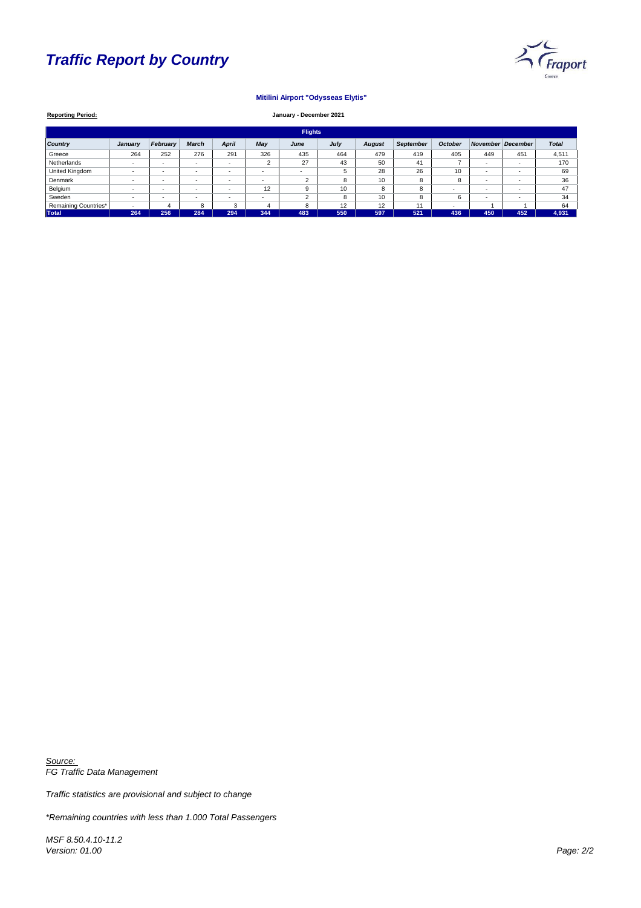# *Traffic Report by Country*

**Mitilini Airport "Odysseas Elytis"**

**Reporting Period:** January - December 2021

| Flights | | | | | | | | | | | | | |
|---|---|---|---|---|---|---|---|---|---|---|---|---|---|
| *Country* | *January* | *February* | *March* | *April* | *May* | *June* | *July* | *August* | *September* | *October* | *November* | *December* | *Total* |
| Greece | 264 | 252 | 276 | 291 | 326 | 435 | 464 | 479 | 419 | 405 | 449 | 451 | 4,511 |
| Netherlands | - | - | - | - | 2 | 27 | 43 | 50 | 41 | 7 | - | - | 170 |
| United Kingdom | - | - | - | - | - | - | 5 | 28 | 26 | 10 | - | - | 69 |
| Denmark | - | - | - | - | - | 2 | 8 | 10 | 8 | 8 | - | - | 36 |
| Belgium | - | - | - | - | 12 | 9 | 10 | 8 | 8 | - | - | - | 47 |
| Sweden | - | - | - | - | - | 2 | 8 | 10 | 8 | 6 | - | - | 34 |
| Remaining Countries* | - | 4 | 8 | 3 | 4 | 8 | 12 | 12 | 11 | - | 1 | 1 | 64 |
| **Total** | **264** | **256** | **284** | **294** | **344** | **483** | **550** | **597** | **521** | **436** | **450** | **452** | **4,931** |

*Source:*
*FG Traffic Data Management*

*Traffic statistics are provisional and subject to change*

*\*Remaining countries with less than 1.000 Total Passengers*

*MSF 8.50.4.10-11.2*
*Version: 01.00*